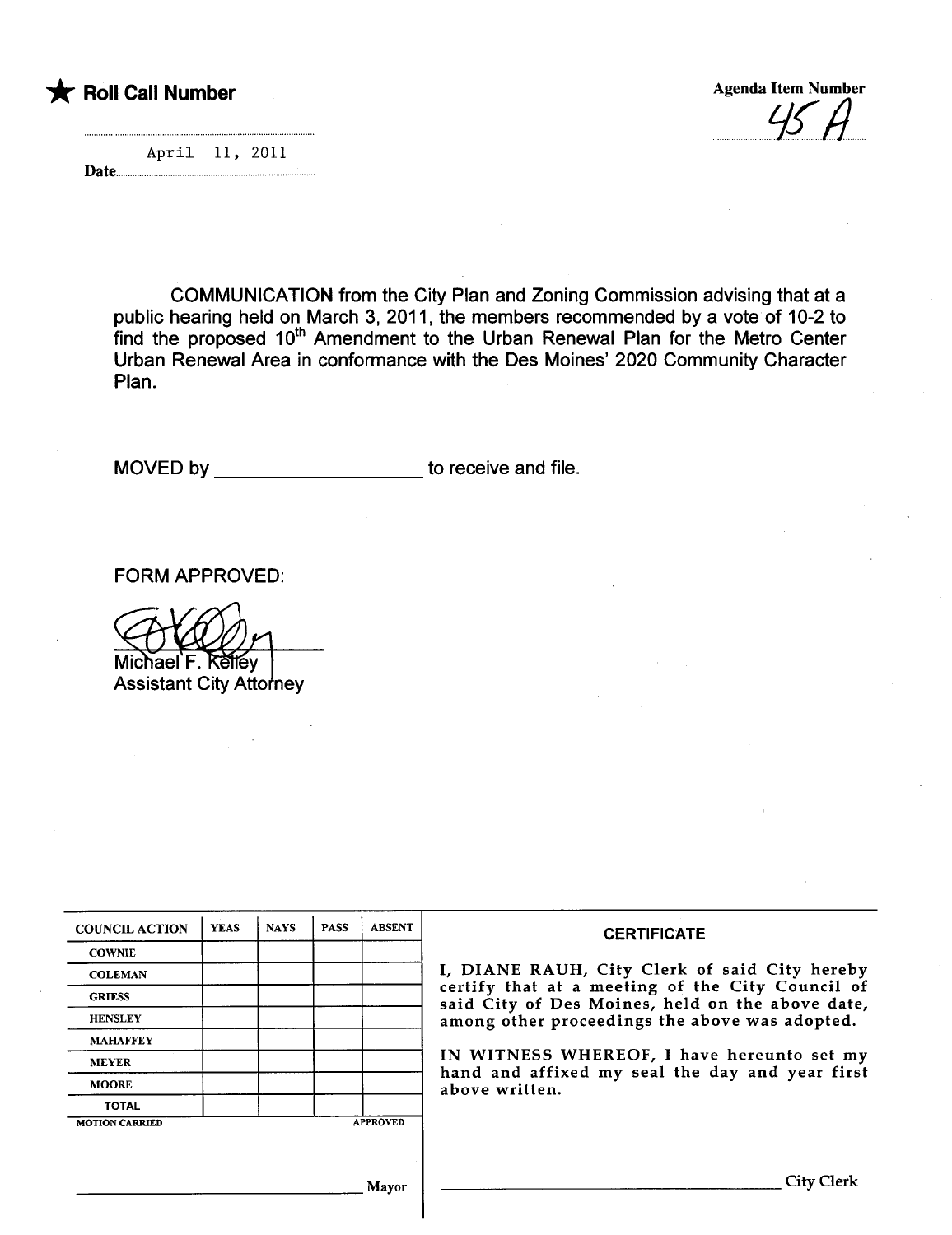★ **Roll Call Number**

Agenda Item Number

45 A

Date April 11, 2011

COMMUNICATION from the City Plan and Zoning Commission advising that at a public hearing held on March 3, 2011, the members recommended by a vote of 10-2 to find the proposed 10th Amendment to the Urban Renewal Plan for the Metro Center Urban Renewal Area in conformance with the Des Moines' 2020 Community Character Plan.

MOVED by ____________________ to receive and file.

FORM APPROVED:

Michael F. Kelley
Assistant City Attorney

| COUNCIL ACTION | YEAS | NAYS | PASS | ABSENT |
|---|---|---|---|---|
| COWNIE | | | | |
| COLEMAN | | | | |
| GRIESS | | | | |
| HENSLEY | | | | |
| MAHAFFEY | | | | |
| MEYER | | | | |
| MOORE | | | | |
| TOTAL | | | | |

MOTION CARRIED APPROVED

____________________ Mayor

**CERTIFICATE**

I, DIANE RAUH, City Clerk of said City hereby certify that at a meeting of the City Council of said City of Des Moines, held on the above date, among other proceedings the above was adopted.

IN WITNESS WHEREOF, I have hereunto set my hand and affixed my seal the day and year first above written.

____________________ City Clerk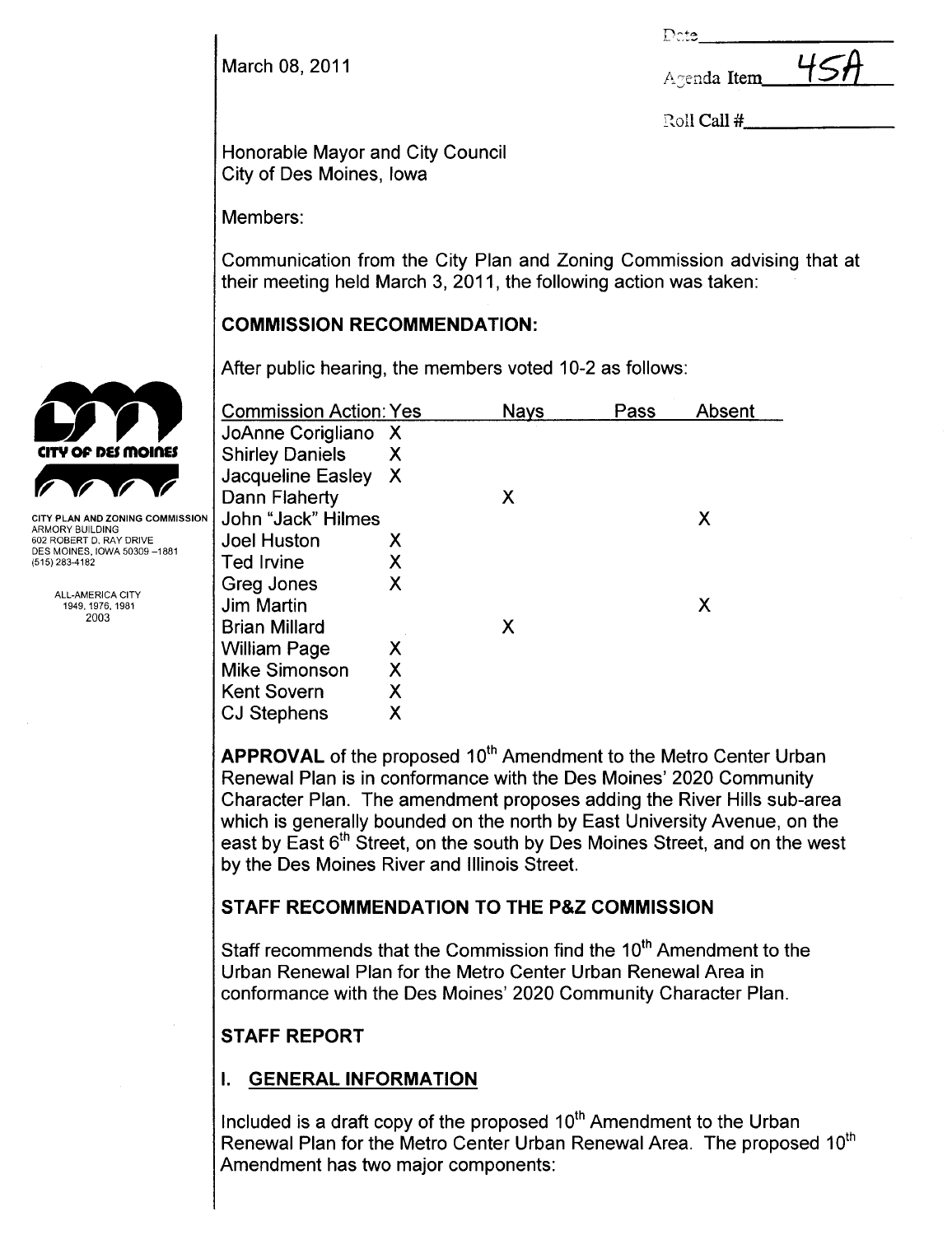March 08, 2011

Date\_\_\_\_\_\_\_\_\_\_\_\_

Agenda Item 45A

Roll Call #\_\_\_\_\_\_\_\_\_\_\_\_

CITY OF DES MOINES

CITY PLAN AND ZONING COMMISSION
ARMORY BUILDING
602 ROBERT D. RAY DRIVE
DES MOINES, IOWA 50309-1881
(515) 283-4182

ALL-AMERICA CITY
1949, 1976, 1981
2003

Honorable Mayor and City Council
City of Des Moines, Iowa

Members:

Communication from the City Plan and Zoning Commission advising that at their meeting held March 3, 2011, the following action was taken:

## COMMISSION RECOMMENDATION:

After public hearing, the members voted 10-2 as follows:

| Commission Action: | Yes | Nays | Pass | Absent |
|---|---|---|---|---|
| JoAnne Corigliano | X | | | |
| Shirley Daniels | X | | | |
| Jacqueline Easley | X | | | |
| Dann Flaherty | | X | | |
| John "Jack" Hilmes | | | | X |
| Joel Huston | X | | | |
| Ted Irvine | X | | | |
| Greg Jones | X | | | |
| Jim Martin | | | | X |
| Brian Millard | | X | | |
| William Page | X | | | |
| Mike Simonson | X | | | |
| Kent Sovern | X | | | |
| CJ Stephens | X | | | |

**APPROVAL** of the proposed 10th Amendment to the Metro Center Urban Renewal Plan is in conformance with the Des Moines' 2020 Community Character Plan. The amendment proposes adding the River Hills sub-area which is generally bounded on the north by East University Avenue, on the east by East 6th Street, on the south by Des Moines Street, and on the west by the Des Moines River and Illinois Street.

## STAFF RECOMMENDATION TO THE P&Z COMMISSION

Staff recommends that the Commission find the 10th Amendment to the Urban Renewal Plan for the Metro Center Urban Renewal Area in conformance with the Des Moines' 2020 Community Character Plan.

## STAFF REPORT

### I. GENERAL INFORMATION

Included is a draft copy of the proposed 10th Amendment to the Urban Renewal Plan for the Metro Center Urban Renewal Area. The proposed 10th Amendment has two major components: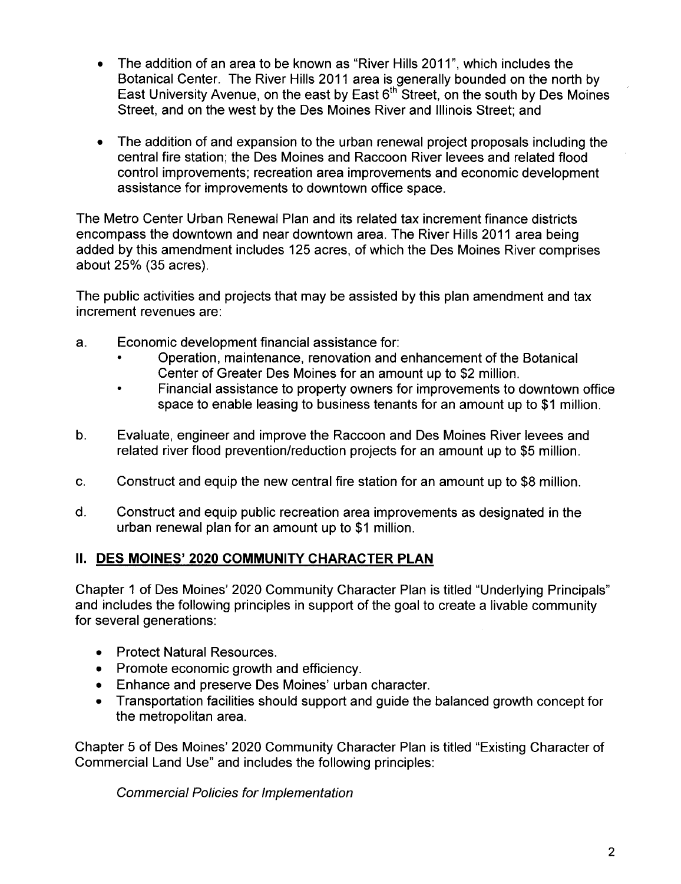- The addition of an area to be known as "River Hills 2011", which includes the Botanical Center. The River Hills 2011 area is generally bounded on the north by East University Avenue, on the east by East 6th Street, on the south by Des Moines Street, and on the west by the Des Moines River and Illinois Street; and

- The addition of and expansion to the urban renewal project proposals including the central fire station; the Des Moines and Raccoon River levees and related flood control improvements; recreation area improvements and economic development assistance for improvements to downtown office space.

The Metro Center Urban Renewal Plan and its related tax increment finance districts encompass the downtown and near downtown area. The River Hills 2011 area being added by this amendment includes 125 acres, of which the Des Moines River comprises about 25% (35 acres).

The public activities and projects that may be assisted by this plan amendment and tax increment revenues are:

a. Economic development financial assistance for:
   - Operation, maintenance, renovation and enhancement of the Botanical Center of Greater Des Moines for an amount up to $2 million.
   - Financial assistance to property owners for improvements to downtown office space to enable leasing to business tenants for an amount up to $1 million.

b. Evaluate, engineer and improve the Raccoon and Des Moines River levees and related river flood prevention/reduction projects for an amount up to $5 million.

c. Construct and equip the new central fire station for an amount up to $8 million.

d. Construct and equip public recreation area improvements as designated in the urban renewal plan for an amount up to $1 million.

## II. <u>DES MOINES' 2020 COMMUNITY CHARACTER PLAN</u>

Chapter 1 of Des Moines' 2020 Community Character Plan is titled "Underlying Principals" and includes the following principles in support of the goal to create a livable community for several generations:

- Protect Natural Resources.
- Promote economic growth and efficiency.
- Enhance and preserve Des Moines' urban character.
- Transportation facilities should support and guide the balanced growth concept for the metropolitan area.

Chapter 5 of Des Moines' 2020 Community Character Plan is titled "Existing Character of Commercial Land Use" and includes the following principles:

*Commercial Policies for Implementation*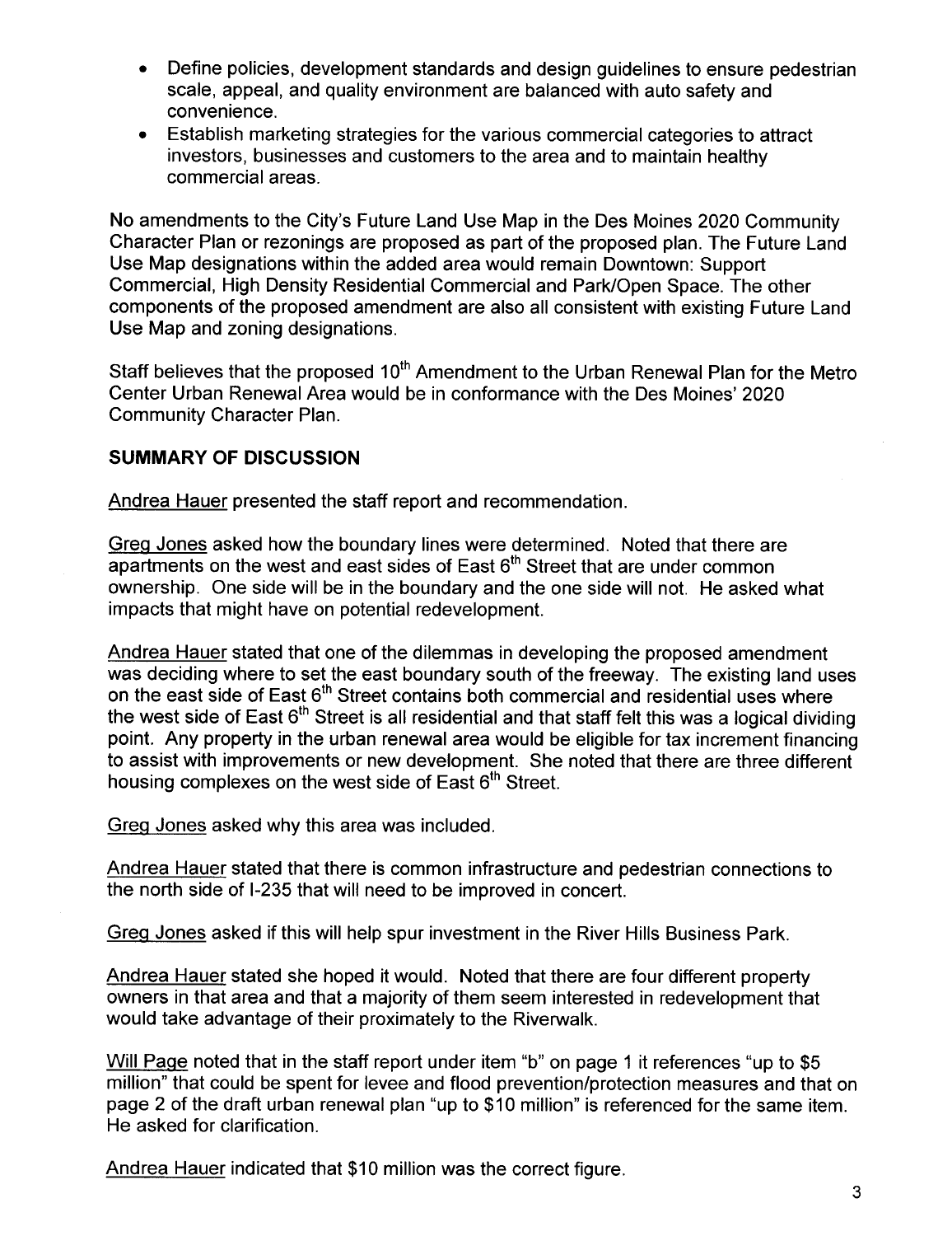- Define policies, development standards and design guidelines to ensure pedestrian scale, appeal, and quality environment are balanced with auto safety and convenience.
- Establish marketing strategies for the various commercial categories to attract investors, businesses and customers to the area and to maintain healthy commercial areas.

No amendments to the City's Future Land Use Map in the Des Moines 2020 Community Character Plan or rezonings are proposed as part of the proposed plan. The Future Land Use Map designations within the added area would remain Downtown: Support Commercial, High Density Residential Commercial and Park/Open Space. The other components of the proposed amendment are also all consistent with existing Future Land Use Map and zoning designations.

Staff believes that the proposed 10th Amendment to the Urban Renewal Plan for the Metro Center Urban Renewal Area would be in conformance with the Des Moines' 2020 Community Character Plan.

**SUMMARY OF DISCUSSION**

Andrea Hauer presented the staff report and recommendation.

Greg Jones asked how the boundary lines were determined. Noted that there are apartments on the west and east sides of East 6th Street that are under common ownership. One side will be in the boundary and the one side will not. He asked what impacts that might have on potential redevelopment.

Andrea Hauer stated that one of the dilemmas in developing the proposed amendment was deciding where to set the east boundary south of the freeway. The existing land uses on the east side of East 6th Street contains both commercial and residential uses where the west side of East 6th Street is all residential and that staff felt this was a logical dividing point. Any property in the urban renewal area would be eligible for tax increment financing to assist with improvements or new development. She noted that there are three different housing complexes on the west side of East 6th Street.

Greg Jones asked why this area was included.

Andrea Hauer stated that there is common infrastructure and pedestrian connections to the north side of I-235 that will need to be improved in concert.

Greg Jones asked if this will help spur investment in the River Hills Business Park.

Andrea Hauer stated she hoped it would. Noted that there are four different property owners in that area and that a majority of them seem interested in redevelopment that would take advantage of their proximately to the Riverwalk.

Will Page noted that in the staff report under item "b" on page 1 it references "up to $5 million" that could be spent for levee and flood prevention/protection measures and that on page 2 of the draft urban renewal plan "up to $10 million" is referenced for the same item. He asked for clarification.

Andrea Hauer indicated that $10 million was the correct figure.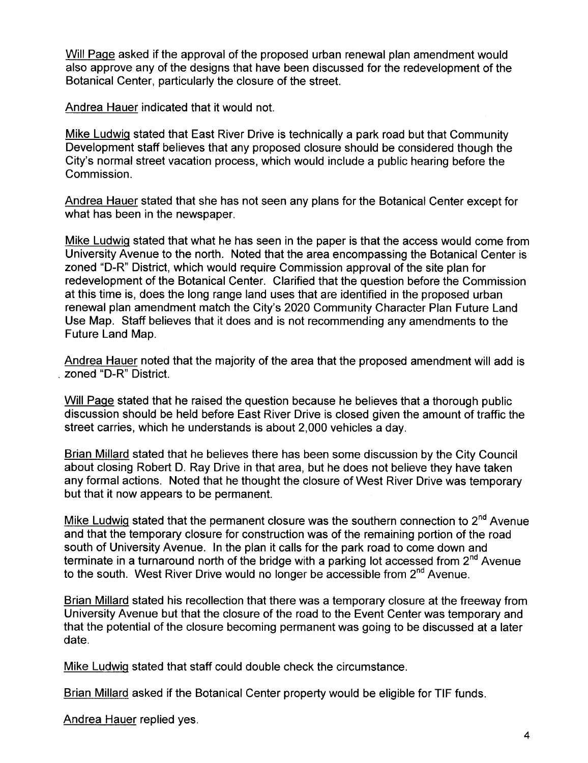Will Page asked if the approval of the proposed urban renewal plan amendment would also approve any of the designs that have been discussed for the redevelopment of the Botanical Center, particularly the closure of the street.

Andrea Hauer indicated that it would not.

Mike Ludwig stated that East River Drive is technically a park road but that Community Development staff believes that any proposed closure should be considered though the City's normal street vacation process, which would include a public hearing before the Commission.

Andrea Hauer stated that she has not seen any plans for the Botanical Center except for what has been in the newspaper.

Mike Ludwig stated that what he has seen in the paper is that the access would come from University Avenue to the north. Noted that the area encompassing the Botanical Center is zoned "D-R" District, which would require Commission approval of the site plan for redevelopment of the Botanical Center. Clarified that the question before the Commission at this time is, does the long range land uses that are identified in the proposed urban renewal plan amendment match the City's 2020 Community Character Plan Future Land Use Map. Staff believes that it does and is not recommending any amendments to the Future Land Map.

Andrea Hauer noted that the majority of the area that the proposed amendment will add is zoned "D-R" District.

Will Page stated that he raised the question because he believes that a thorough public discussion should be held before East River Drive is closed given the amount of traffic the street carries, which he understands is about 2,000 vehicles a day.

Brian Millard stated that he believes there has been some discussion by the City Council about closing Robert D. Ray Drive in that area, but he does not believe they have taken any formal actions. Noted that he thought the closure of West River Drive was temporary but that it now appears to be permanent.

Mike Ludwig stated that the permanent closure was the southern connection to 2nd Avenue and that the temporary closure for construction was of the remaining portion of the road south of University Avenue. In the plan it calls for the park road to come down and terminate in a turnaround north of the bridge with a parking lot accessed from 2nd Avenue to the south. West River Drive would no longer be accessible from 2nd Avenue.

Brian Millard stated his recollection that there was a temporary closure at the freeway from University Avenue but that the closure of the road to the Event Center was temporary and that the potential of the closure becoming permanent was going to be discussed at a later date.

Mike Ludwig stated that staff could double check the circumstance.

Brian Millard asked if the Botanical Center property would be eligible for TIF funds.

Andrea Hauer replied yes.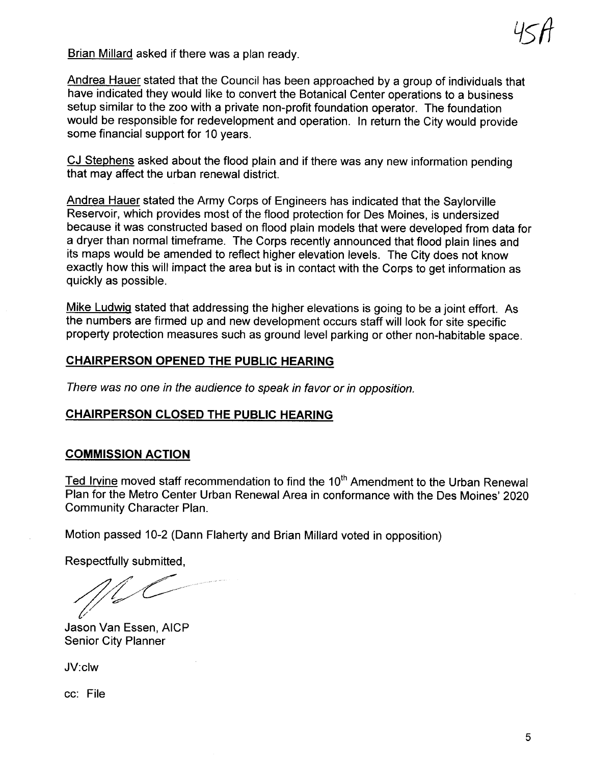Brian Millard asked if there was a plan ready.

Andrea Hauer stated that the Council has been approached by a group of individuals that have indicated they would like to convert the Botanical Center operations to a business setup similar to the zoo with a private non-profit foundation operator. The foundation would be responsible for redevelopment and operation. In return the City would provide some financial support for 10 years.

CJ Stephens asked about the flood plain and if there was any new information pending that may affect the urban renewal district.

Andrea Hauer stated the Army Corps of Engineers has indicated that the Saylorville Reservoir, which provides most of the flood protection for Des Moines, is undersized because it was constructed based on flood plain models that were developed from data for a dryer than normal timeframe. The Corps recently announced that flood plain lines and its maps would be amended to reflect higher elevation levels. The City does not know exactly how this will impact the area but is in contact with the Corps to get information as quickly as possible.

Mike Ludwig stated that addressing the higher elevations is going to be a joint effort. As the numbers are firmed up and new development occurs staff will look for site specific property protection measures such as ground level parking or other non-habitable space.

## CHAIRPERSON OPENED THE PUBLIC HEARING

*There was no one in the audience to speak in favor or in opposition.*

## CHAIRPERSON CLOSED THE PUBLIC HEARING

## COMMISSION ACTION

Ted Irvine moved staff recommendation to find the 10th Amendment to the Urban Renewal Plan for the Metro Center Urban Renewal Area in conformance with the Des Moines' 2020 Community Character Plan.

Motion passed 10-2 (Dann Flaherty and Brian Millard voted in opposition)

Respectfully submitted,

Jason Van Essen, AICP
Senior City Planner

JV:clw

cc: File